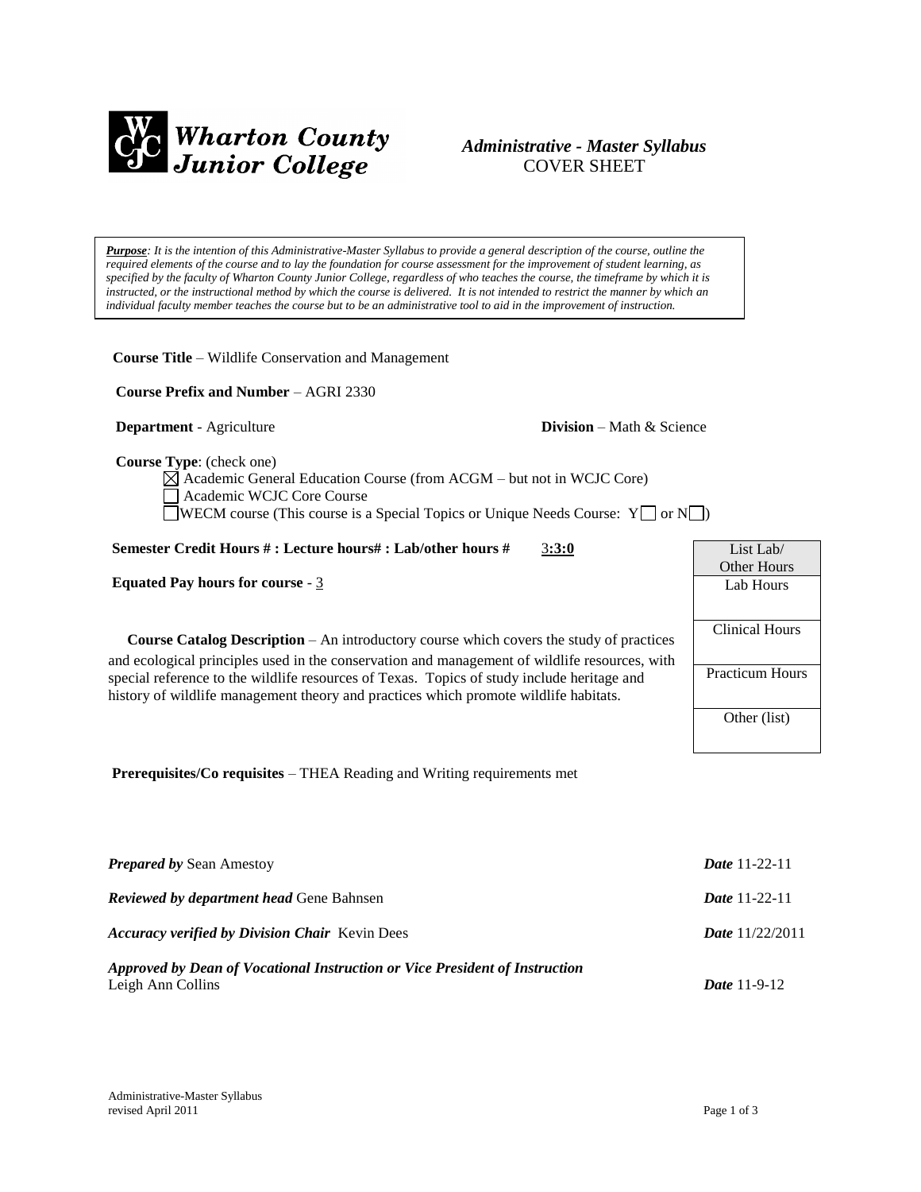**Wharton County Junior College**

***Administrative - Master Syllabus***
COVER SHEET

***Purpose****: It is the intention of this Administrative-Master Syllabus to provide a general description of the course, outline the required elements of the course and to lay the foundation for course assessment for the improvement of student learning, as specified by the faculty of Wharton County Junior College, regardless of who teaches the course, the timeframe by which it is instructed, or the instructional method by which the course is delivered. It is not intended to restrict the manner by which an individual faculty member teaches the course but to be an administrative tool to aid in the improvement of instruction.*

**Course Title** – Wildlife Conservation and Management

**Course Prefix and Number** – AGRI 2330

**Department** - Agriculture

**Division** – Math & Science

**Course Type**: (check one)

- ☒ Academic General Education Course (from ACGM – but not in WCJC Core)
- ☐ Academic WCJC Core Course
- ☐ WECM course (This course is a Special Topics or Unique Needs Course: Y☐ or N☐)

**Semester Credit Hours # : Lecture hours# : Lab/other hours #** 3**:3:0**

**Equated Pay hours for course** - 3

| List Lab/ Other Hours |
|---|
| Lab Hours |
| Clinical Hours |
| Practicum Hours |
| Other (list) |

**Course Catalog Description** – An introductory course which covers the study of practices and ecological principles used in the conservation and management of wildlife resources, with special reference to the wildlife resources of Texas. Topics of study include heritage and history of wildlife management theory and practices which promote wildlife habitats.

**Prerequisites/Co requisites** – THEA Reading and Writing requirements met

***Prepared by*** Sean Amestoy — ***Date*** 11-22-11

***Reviewed by department head*** Gene Bahnsen — ***Date*** 11-22-11

***Accuracy verified by Division Chair*** Kevin Dees — ***Date*** 11/22/2011

***Approved by Dean of Vocational Instruction or Vice President of Instruction***
Leigh Ann Collins — ***Date*** 11-9-12

Administrative-Master Syllabus
revised April 2011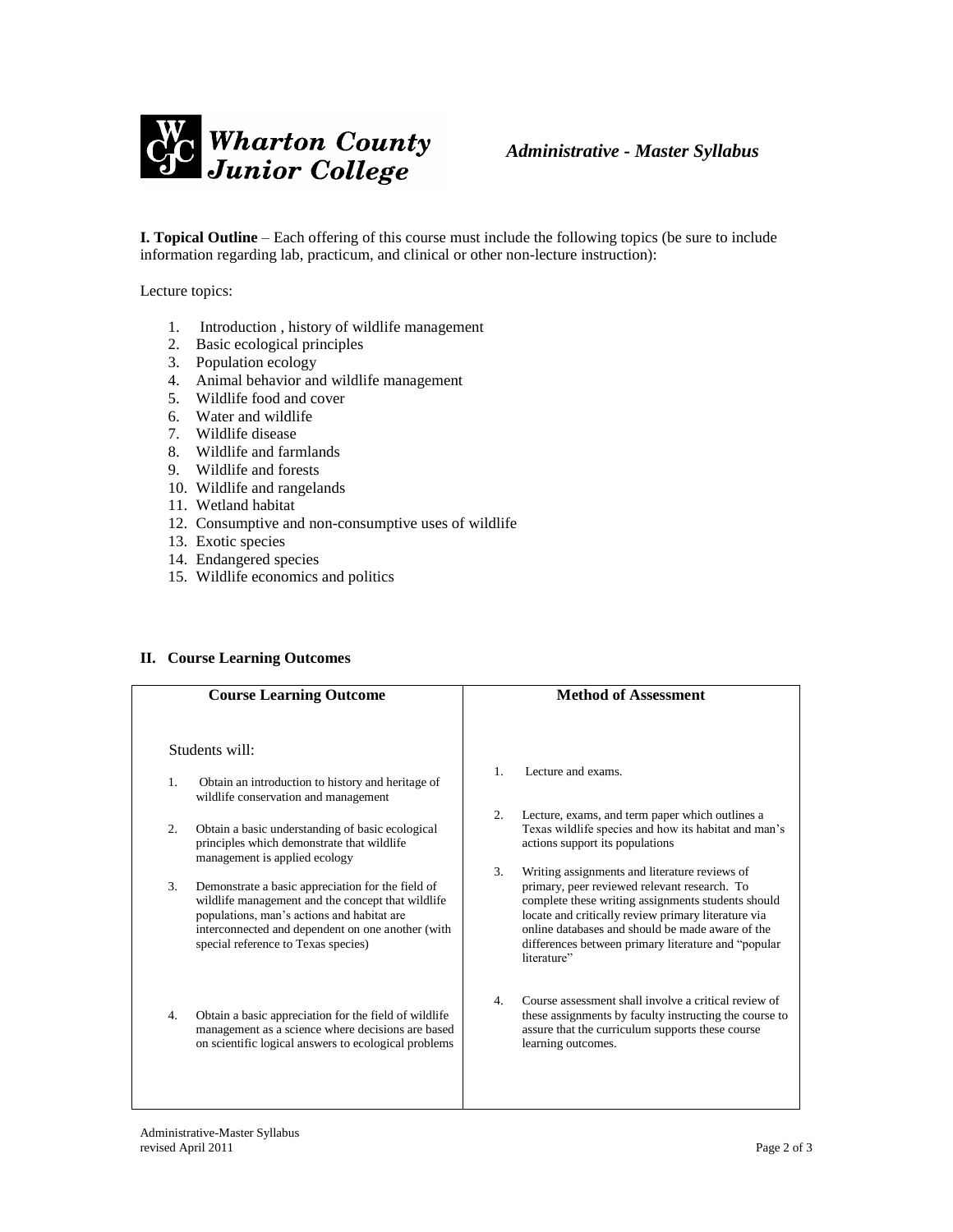**I. Topical Outline** – Each offering of this course must include the following topics (be sure to include information regarding lab, practicum, and clinical or other non-lecture instruction):

Lecture topics:

1. Introduction , history of wildlife management
2. Basic ecological principles
3. Population ecology
4. Animal behavior and wildlife management
5. Wildlife food and cover
6. Water and wildlife
7. Wildlife disease
8. Wildlife and farmlands
9. Wildlife and forests
10. Wildlife and rangelands
11. Wetland habitat
12. Consumptive and non-consumptive uses of wildlife
13. Exotic species
14. Endangered species
15. Wildlife economics and politics

## II. Course Learning Outcomes

| Course Learning Outcome | Method of Assessment |
|---|---|
| Students will: | |
| 1. Obtain an introduction to history and heritage of wildlife conservation and management | 1. Lecture and exams. |
| 2. Obtain a basic understanding of basic ecological principles which demonstrate that wildlife management is applied ecology | 2. Lecture, exams, and term paper which outlines a Texas wildlife species and how its habitat and man's actions support its populations |
| 3. Demonstrate a basic appreciation for the field of wildlife management and the concept that wildlife populations, man's actions and habitat are interconnected and dependent on one another (with special reference to Texas species) | 3. Writing assignments and literature reviews of primary, peer reviewed relevant research. To complete these writing assignments students should locate and critically review primary literature via online databases and should be made aware of the differences between primary literature and "popular literature" |
| 4. Obtain a basic appreciation for the field of wildlife management as a science where decisions are based on scientific logical answers to ecological problems | 4. Course assessment shall involve a critical review of these assignments by faculty instructing the course to assure that the curriculum supports these course learning outcomes. |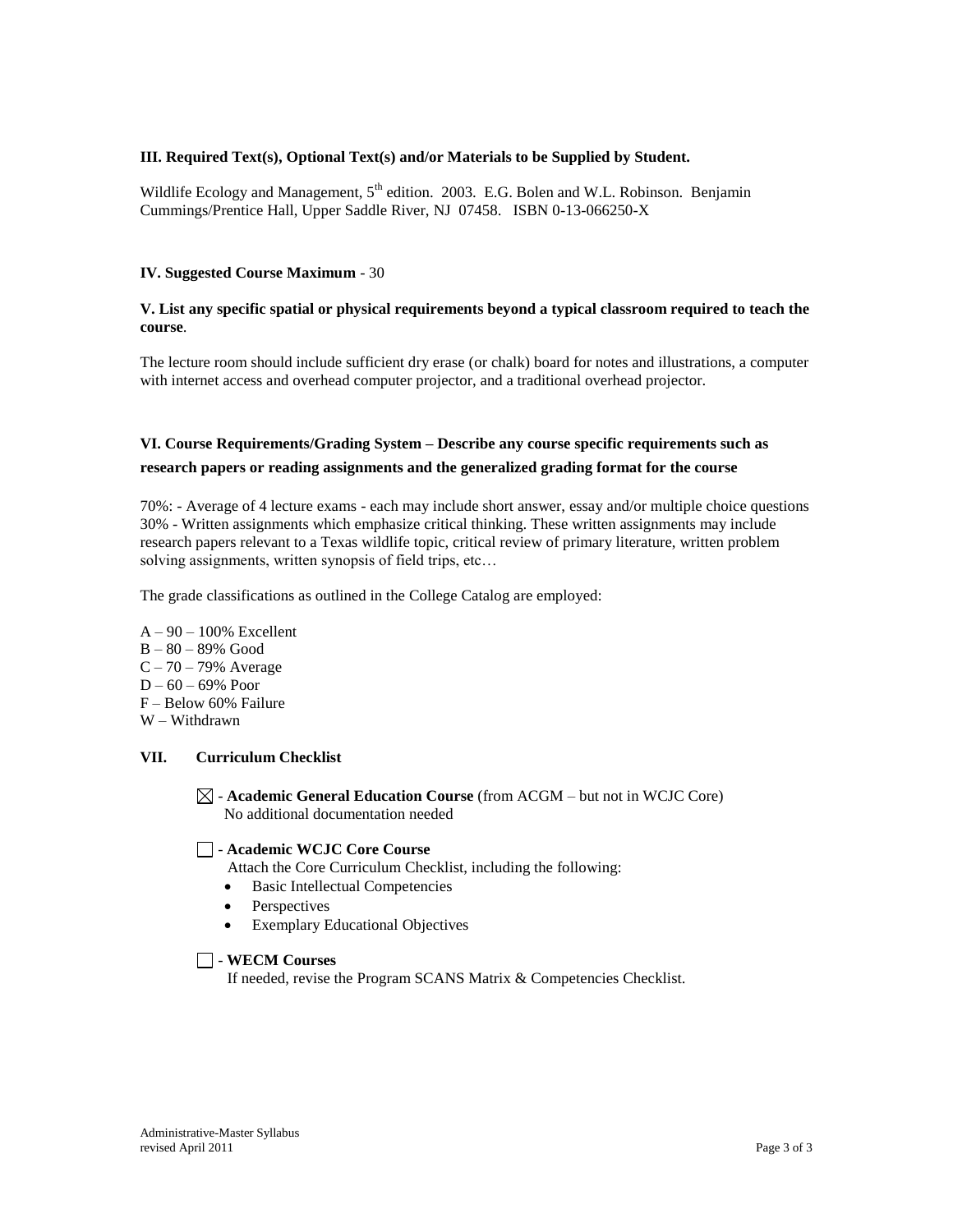**III. Required Text(s), Optional Text(s) and/or Materials to be Supplied by Student.**

Wildlife Ecology and Management, 5th edition. 2003. E.G. Bolen and W.L. Robinson. Benjamin Cummings/Prentice Hall, Upper Saddle River, NJ 07458. ISBN 0-13-066250-X

**IV. Suggested Course Maximum** - 30

**V. List any specific spatial or physical requirements beyond a typical classroom required to teach the course**.

The lecture room should include sufficient dry erase (or chalk) board for notes and illustrations, a computer with internet access and overhead computer projector, and a traditional overhead projector.

**VI. Course Requirements/Grading System – Describe any course specific requirements such as research papers or reading assignments and the generalized grading format for the course**

70%: - Average of 4 lecture exams - each may include short answer, essay and/or multiple choice questions
30% - Written assignments which emphasize critical thinking. These written assignments may include research papers relevant to a Texas wildlife topic, critical review of primary literature, written problem solving assignments, written synopsis of field trips, etc…

The grade classifications as outlined in the College Catalog are employed:

A – 90 – 100% Excellent
B – 80 – 89% Good
C – 70 – 79% Average
D – 60 – 69% Poor
F – Below 60% Failure
W – Withdrawn

**VII. Curriculum Checklist**

☒ - **Academic General Education Course** (from ACGM – but not in WCJC Core)
No additional documentation needed

☐ - **Academic WCJC Core Course**
Attach the Core Curriculum Checklist, including the following:

- Basic Intellectual Competencies
- Perspectives
- Exemplary Educational Objectives

☐ - **WECM Courses**
If needed, revise the Program SCANS Matrix & Competencies Checklist.